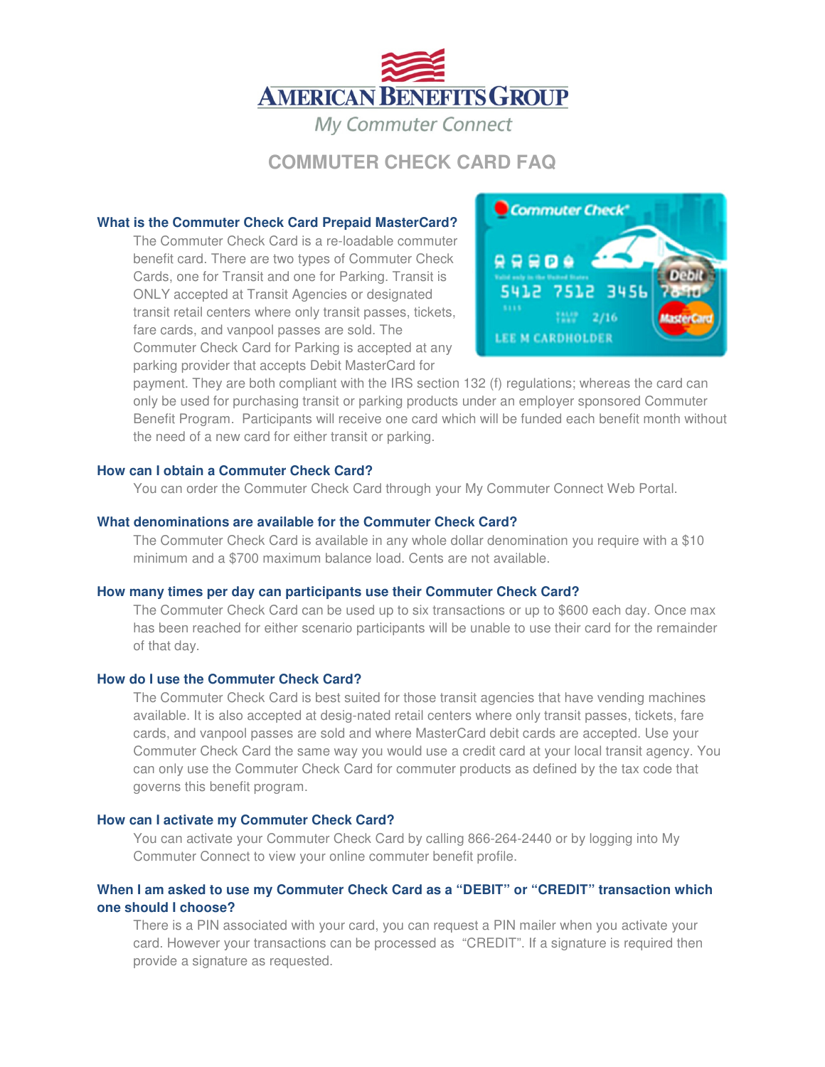# AMERICAN BENEFITS GROUP

*My Commuter Connect*

## COMMUTER CHECK CARD FAQ

### What is the Commuter Check Card Prepaid MasterCard?

The Commuter Check Card is a re-loadable commuter benefit card. There are two types of Commuter Check Cards, one for Transit and one for Parking. Transit is ONLY accepted at Transit Agencies or designated transit retail centers where only transit passes, tickets, fare cards, and vanpool passes are sold. The Commuter Check Card for Parking is accepted at any parking provider that accepts Debit MasterCard for payment. They are both compliant with the IRS section 132 (f) regulations; whereas the card can only be used for purchasing transit or parking products under an employer sponsored Commuter Benefit Program. Participants will receive one card which will be funded each benefit month without the need of a new card for either transit or parking.

### How can I obtain a Commuter Check Card?

You can order the Commuter Check Card through your My Commuter Connect Web Portal.

### What denominations are available for the Commuter Check Card?

The Commuter Check Card is available in any whole dollar denomination you require with a $10 minimum and a $700 maximum balance load. Cents are not available.

### How many times per day can participants use their Commuter Check Card?

The Commuter Check Card can be used up to six transactions or up to $600 each day. Once max has been reached for either scenario participants will be unable to use their card for the remainder of that day.

### How do I use the Commuter Check Card?

The Commuter Check Card is best suited for those transit agencies that have vending machines available. It is also accepted at desig-nated retail centers where only transit passes, tickets, fare cards, and vanpool passes are sold and where MasterCard debit cards are accepted. Use your Commuter Check Card the same way you would use a credit card at your local transit agency. You can only use the Commuter Check Card for commuter products as defined by the tax code that governs this benefit program.

### How can I activate my Commuter Check Card?

You can activate your Commuter Check Card by calling 866-264-2440 or by logging into My Commuter Connect to view your online commuter benefit profile.

### When I am asked to use my Commuter Check Card as a "DEBIT" or "CREDIT" transaction which one should I choose?

There is a PIN associated with your card, you can request a PIN mailer when you activate your card. However your transactions can be processed as "CREDIT". If a signature is required then provide a signature as requested.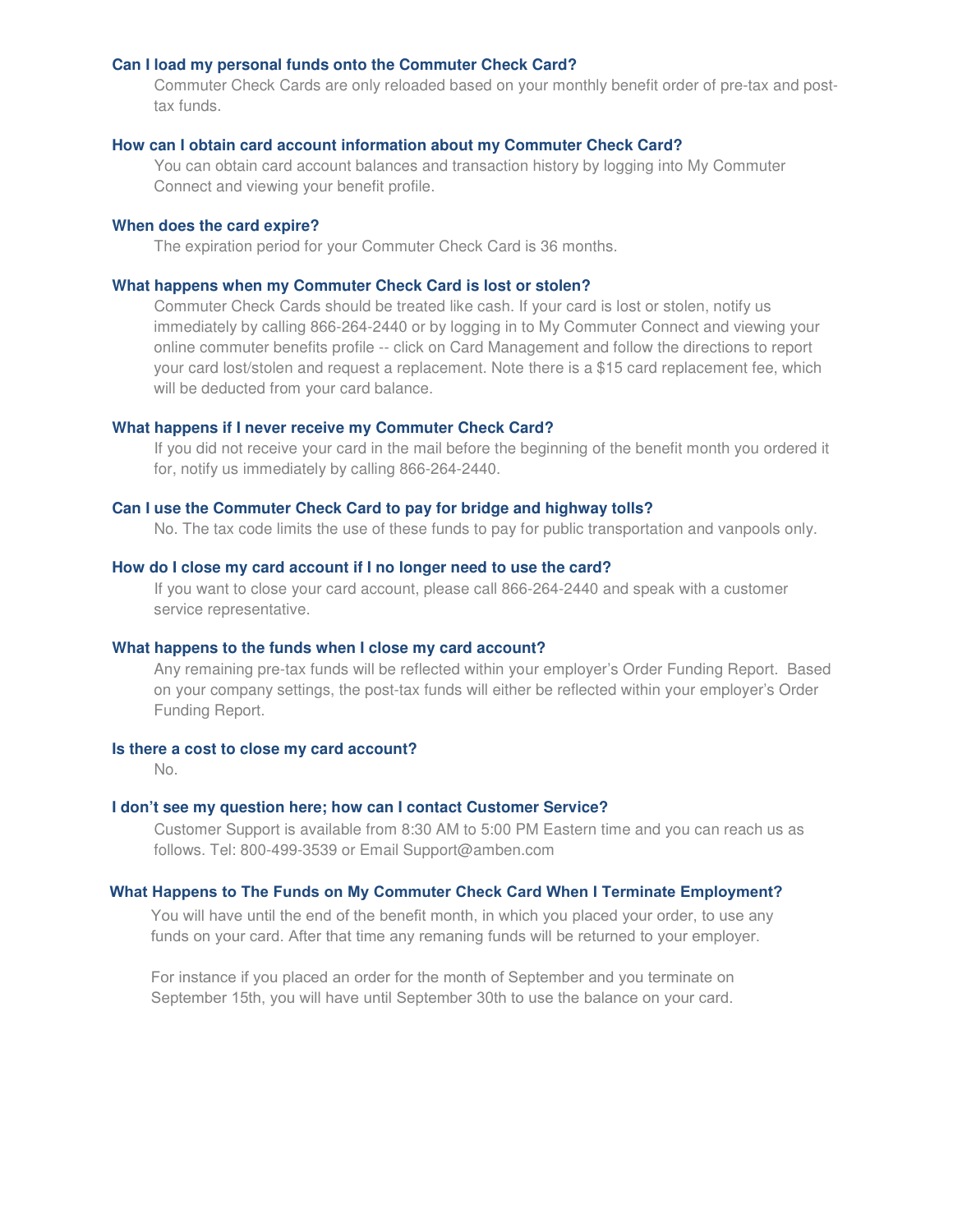### Can I load my personal funds onto the Commuter Check Card?

Commuter Check Cards are only reloaded based on your monthly benefit order of pre-tax and post-tax funds.

### How can I obtain card account information about my Commuter Check Card?

You can obtain card account balances and transaction history by logging into My Commuter Connect and viewing your benefit profile.

### When does the card expire?

The expiration period for your Commuter Check Card is 36 months.

### What happens when my Commuter Check Card is lost or stolen?

Commuter Check Cards should be treated like cash. If your card is lost or stolen, notify us immediately by calling 866-264-2440 or by logging in to My Commuter Connect and viewing your online commuter benefits profile -- click on Card Management and follow the directions to report your card lost/stolen and request a replacement. Note there is a $15 card replacement fee, which will be deducted from your card balance.

### What happens if I never receive my Commuter Check Card?

If you did not receive your card in the mail before the beginning of the benefit month you ordered it for, notify us immediately by calling 866-264-2440.

### Can I use the Commuter Check Card to pay for bridge and highway tolls?

No. The tax code limits the use of these funds to pay for public transportation and vanpools only.

### How do I close my card account if I no longer need to use the card?

If you want to close your card account, please call 866-264-2440 and speak with a customer service representative.

### What happens to the funds when I close my card account?

Any remaining pre-tax funds will be reflected within your employer's Order Funding Report. Based on your company settings, the post-tax funds will either be reflected within your employer's Order Funding Report.

### Is there a cost to close my card account?

No.

### I don't see my question here; how can I contact Customer Service?

Customer Support is available from 8:30 AM to 5:00 PM Eastern time and you can reach us as follows. Tel: 800-499-3539 or Email Support@amben.com

### What Happens to The Funds on My Commuter Check Card When I Terminate Employment?

You will have until the end of the benefit month, in which you placed your order, to use any funds on your card. After that time any remaning funds will be returned to your employer.

For instance if you placed an order for the month of September and you terminate on September 15th, you will have until September 30th to use the balance on your card.